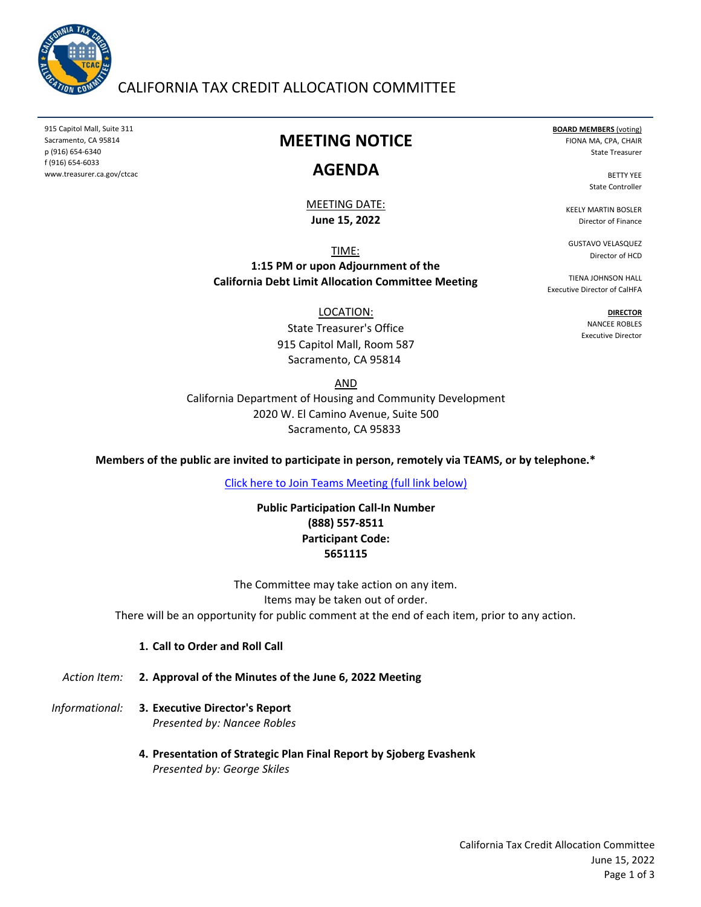# CALIFORNIA TAX CREDIT ALLOCATION COMMITTEE

915 Capitol Mall, Suite 311
Sacramento, CA 95814
p (916) 654-6340
f (916) 654-6033
www.treasurer.ca.gov/ctcac

**BOARD MEMBERS** (voting)
FIONA MA, CPA, CHAIR
State Treasurer

BETTY YEE
State Controller

KEELY MARTIN BOSLER
Director of Finance

GUSTAVO VELASQUEZ
Director of HCD

TIENA JOHNSON HALL
Executive Director of CalHFA

**DIRECTOR**
NANCEE ROBLES
Executive Director

## MEETING NOTICE

## AGENDA

MEETING DATE:
**June 15, 2022**

TIME:
**1:15 PM or upon Adjournment of the California Debt Limit Allocation Committee Meeting**

LOCATION:
State Treasurer's Office
915 Capitol Mall, Room 587
Sacramento, CA 95814

AND

California Department of Housing and Community Development
2020 W. El Camino Avenue, Suite 500
Sacramento, CA 95833

**Members of the public are invited to participate in person, remotely via TEAMS, or by telephone.***

[Click here to Join Teams Meeting (full link below)]

**Public Participation Call-In Number**
**(888) 557-8511**
**Participant Code:**
**5651115**

The Committee may take action on any item.
Items may be taken out of order.
There will be an opportunity for public comment at the end of each item, prior to any action.

1. **Call to Order and Roll Call**

*Action Item:* 2. **Approval of the Minutes of the June 6, 2022 Meeting**

*Informational:* 3. **Executive Director's Report**
*Presented by: Nancee Robles*

4. **Presentation of Strategic Plan Final Report by Sjoberg Evashenk**
*Presented by: George Skiles*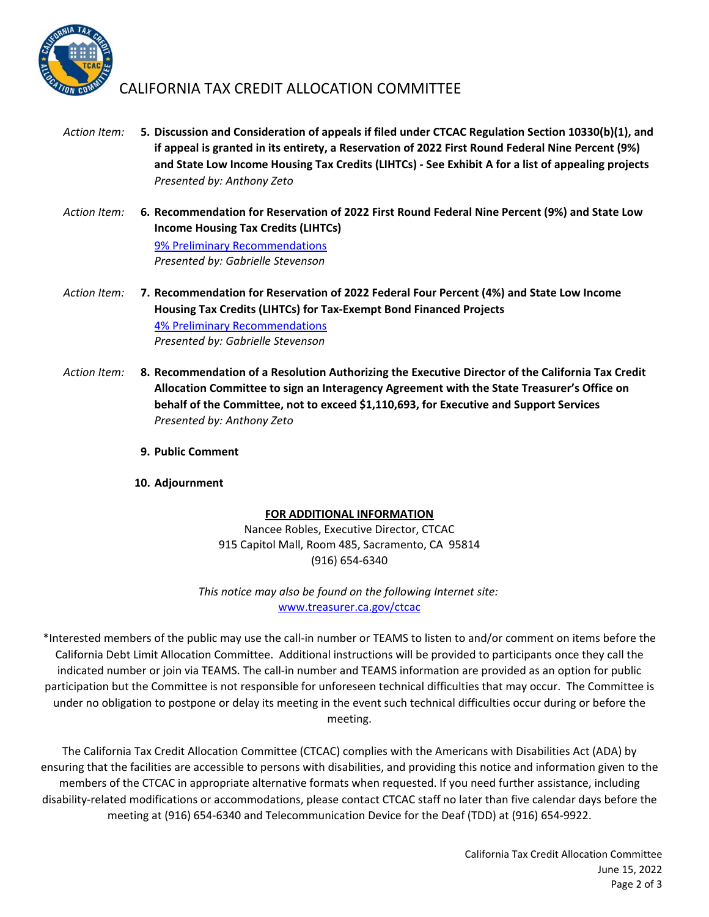# CALIFORNIA TAX CREDIT ALLOCATION COMMITTEE

*Action Item:* **5. Discussion and Consideration of appeals if filed under CTCAC Regulation Section 10330(b)(1), and if appeal is granted in its entirety, a Reservation of 2022 First Round Federal Nine Percent (9%) and State Low Income Housing Tax Credits (LIHTCs) - See Exhibit A for a list of appealing projects**
*Presented by: Anthony Zeto*

*Action Item:* **6. Recommendation for Reservation of 2022 First Round Federal Nine Percent (9%) and State Low Income Housing Tax Credits (LIHTCs)**
9% Preliminary Recommendations
*Presented by: Gabrielle Stevenson*

*Action Item:* **7. Recommendation for Reservation of 2022 Federal Four Percent (4%) and State Low Income Housing Tax Credits (LIHTCs) for Tax-Exempt Bond Financed Projects**
4% Preliminary Recommendations
*Presented by: Gabrielle Stevenson*

*Action Item:* **8. Recommendation of a Resolution Authorizing the Executive Director of the California Tax Credit Allocation Committee to sign an Interagency Agreement with the State Treasurer's Office on behalf of the Committee, not to exceed $1,110,693, for Executive and Support Services**
*Presented by: Anthony Zeto*

**9. Public Comment**

**10. Adjournment**

**FOR ADDITIONAL INFORMATION**

Nancee Robles, Executive Director, CTCAC
915 Capitol Mall, Room 485, Sacramento, CA 95814
(916) 654-6340

*This notice may also be found on the following Internet site:*
www.treasurer.ca.gov/ctcac

*Interested members of the public may use the call-in number or TEAMS to listen to and/or comment on items before the California Debt Limit Allocation Committee. Additional instructions will be provided to participants once they call the indicated number or join via TEAMS. The call-in number and TEAMS information are provided as an option for public participation but the Committee is not responsible for unforeseen technical difficulties that may occur. The Committee is under no obligation to postpone or delay its meeting in the event such technical difficulties occur during or before the meeting.

The California Tax Credit Allocation Committee (CTCAC) complies with the Americans with Disabilities Act (ADA) by ensuring that the facilities are accessible to persons with disabilities, and providing this notice and information given to the members of the CTCAC in appropriate alternative formats when requested. If you need further assistance, including disability-related modifications or accommodations, please contact CTCAC staff no later than five calendar days before the meeting at (916) 654-6340 and Telecommunication Device for the Deaf (TDD) at (916) 654-9922.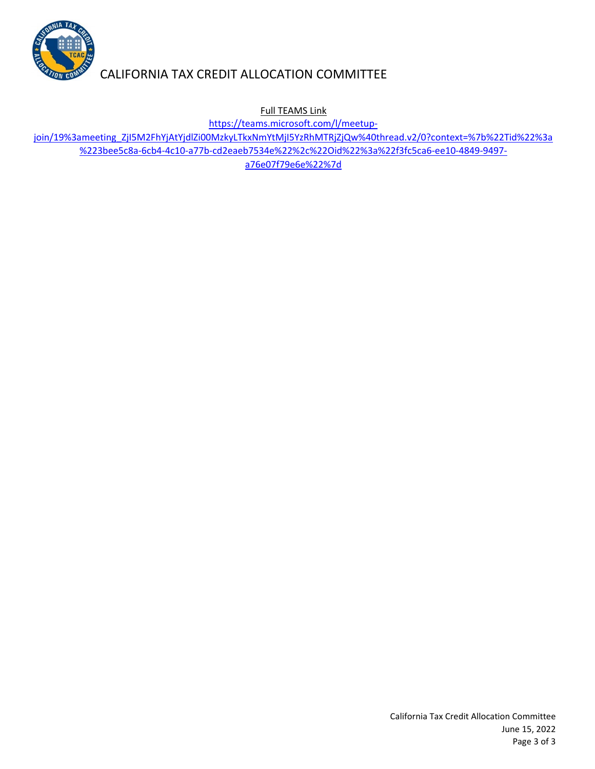CALIFORNIA TAX CREDIT ALLOCATION COMMITTEE

Full TEAMS Link

https://teams.microsoft.com/l/meetup-join/19%3ameeting_ZjI5M2FhYjAtYjdlZi00MzkyLTkxNmYtMjI5YzRhMTRjZjQw%40thread.v2/0?context=%7b%22Tid%22%3a%223bee5c8a-6cb4-4c10-a77b-cd2eaeb7534e%22%2c%22Oid%22%3a%22f3fc5ca6-ee10-4849-9497-a76e07f79e6e%22%7d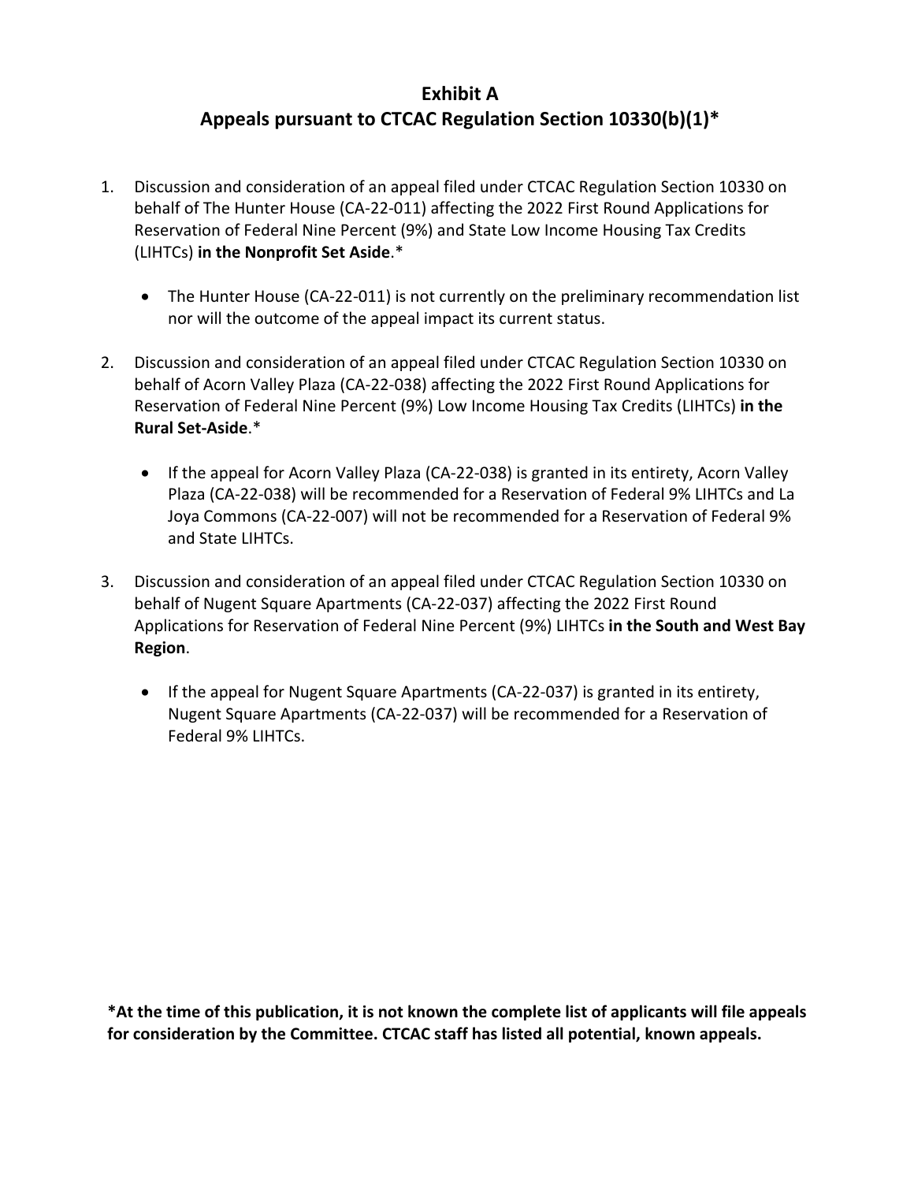# Exhibit A
## Appeals pursuant to CTCAC Regulation Section 10330(b)(1)*

1. Discussion and consideration of an appeal filed under CTCAC Regulation Section 10330 on behalf of The Hunter House (CA-22-011) affecting the 2022 First Round Applications for Reservation of Federal Nine Percent (9%) and State Low Income Housing Tax Credits (LIHTCs) **in the Nonprofit Set Aside**.*

   - The Hunter House (CA-22-011) is not currently on the preliminary recommendation list nor will the outcome of the appeal impact its current status.

2. Discussion and consideration of an appeal filed under CTCAC Regulation Section 10330 on behalf of Acorn Valley Plaza (CA-22-038) affecting the 2022 First Round Applications for Reservation of Federal Nine Percent (9%) Low Income Housing Tax Credits (LIHTCs) **in the Rural Set-Aside**.*

   - If the appeal for Acorn Valley Plaza (CA-22-038) is granted in its entirety, Acorn Valley Plaza (CA-22-038) will be recommended for a Reservation of Federal 9% LIHTCs and La Joya Commons (CA-22-007) will not be recommended for a Reservation of Federal 9% and State LIHTCs.

3. Discussion and consideration of an appeal filed under CTCAC Regulation Section 10330 on behalf of Nugent Square Apartments (CA-22-037) affecting the 2022 First Round Applications for Reservation of Federal Nine Percent (9%) LIHTCs **in the South and West Bay Region**.

   - If the appeal for Nugent Square Apartments (CA-22-037) is granted in its entirety, Nugent Square Apartments (CA-22-037) will be recommended for a Reservation of Federal 9% LIHTCs.

**\*At the time of this publication, it is not known the complete list of applicants will file appeals for consideration by the Committee. CTCAC staff has listed all potential, known appeals.**